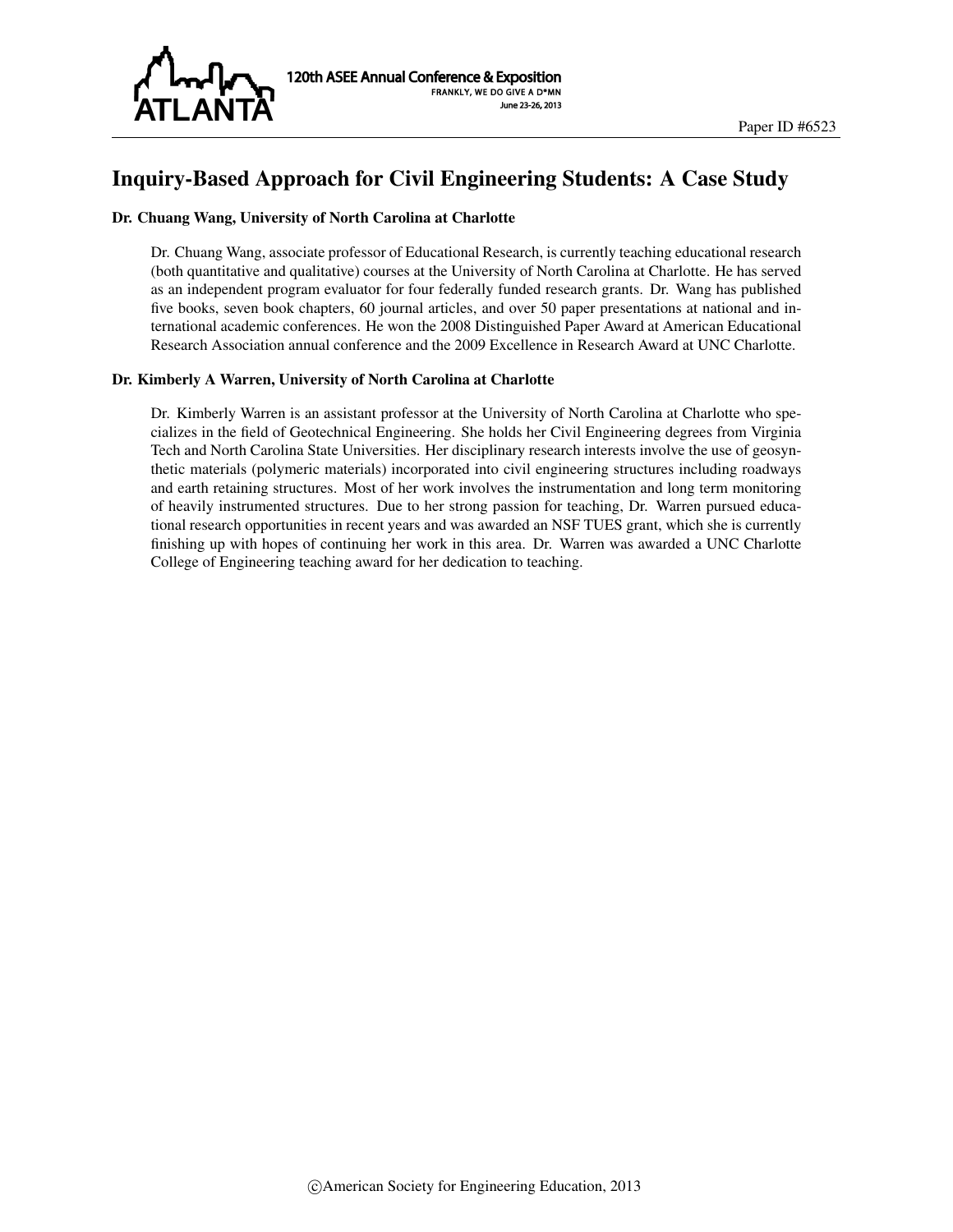Paper ID #6523

# Inquiry-Based Approach for Civil Engineering Students: A Case Study

### Dr. Chuang Wang, University of North Carolina at Charlotte

Dr. Chuang Wang, associate professor of Educational Research, is currently teaching educational research (both quantitative and qualitative) courses at the University of North Carolina at Charlotte. He has served as an independent program evaluator for four federally funded research grants. Dr. Wang has published five books, seven book chapters, 60 journal articles, and over 50 paper presentations at national and international academic conferences. He won the 2008 Distinguished Paper Award at American Educational Research Association annual conference and the 2009 Excellence in Research Award at UNC Charlotte.

### Dr. Kimberly A Warren, University of North Carolina at Charlotte

Dr. Kimberly Warren is an assistant professor at the University of North Carolina at Charlotte who specializes in the field of Geotechnical Engineering. She holds her Civil Engineering degrees from Virginia Tech and North Carolina State Universities. Her disciplinary research interests involve the use of geosynthetic materials (polymeric materials) incorporated into civil engineering structures including roadways and earth retaining structures. Most of her work involves the instrumentation and long term monitoring of heavily instrumented structures. Due to her strong passion for teaching, Dr. Warren pursued educational research opportunities in recent years and was awarded an NSF TUES grant, which she is currently finishing up with hopes of continuing her work in this area. Dr. Warren was awarded a UNC Charlotte College of Engineering teaching award for her dedication to teaching.

©American Society for Engineering Education, 2013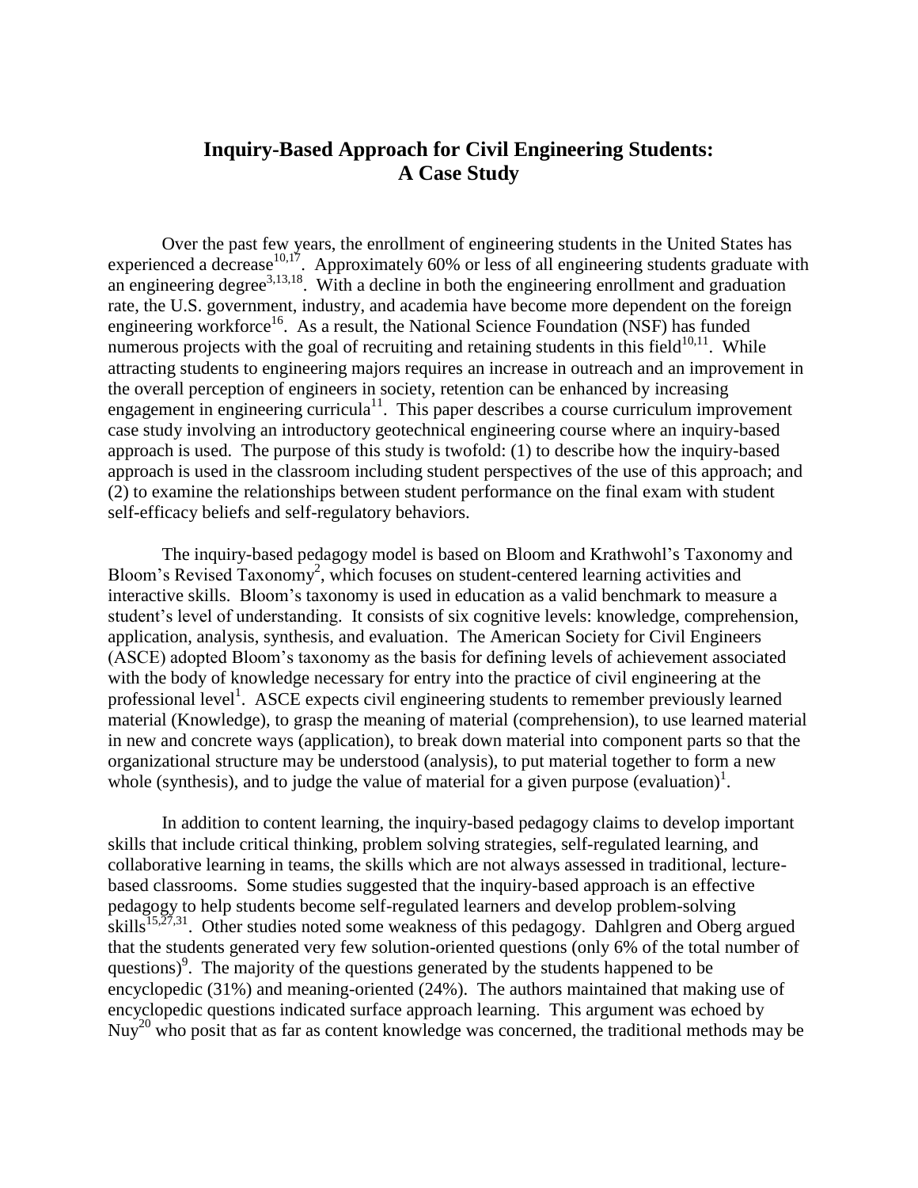# Inquiry-Based Approach for Civil Engineering Students: A Case Study

Over the past few years, the enrollment of engineering students in the United States has experienced a decrease[10,17]. Approximately 60% or less of all engineering students graduate with an engineering degree[3,13,18]. With a decline in both the engineering enrollment and graduation rate, the U.S. government, industry, and academia have become more dependent on the foreign engineering workforce[16]. As a result, the National Science Foundation (NSF) has funded numerous projects with the goal of recruiting and retaining students in this field[10,11]. While attracting students to engineering majors requires an increase in outreach and an improvement in the overall perception of engineers in society, retention can be enhanced by increasing engagement in engineering curricula[11]. This paper describes a course curriculum improvement case study involving an introductory geotechnical engineering course where an inquiry-based approach is used. The purpose of this study is twofold: (1) to describe how the inquiry-based approach is used in the classroom including student perspectives of the use of this approach; and (2) to examine the relationships between student performance on the final exam with student self-efficacy beliefs and self-regulatory behaviors.

The inquiry-based pedagogy model is based on Bloom and Krathwohl's Taxonomy and Bloom's Revised Taxonomy[2], which focuses on student-centered learning activities and interactive skills. Bloom's taxonomy is used in education as a valid benchmark to measure a student's level of understanding. It consists of six cognitive levels: knowledge, comprehension, application, analysis, synthesis, and evaluation. The American Society for Civil Engineers (ASCE) adopted Bloom's taxonomy as the basis for defining levels of achievement associated with the body of knowledge necessary for entry into the practice of civil engineering at the professional level[1]. ASCE expects civil engineering students to remember previously learned material (Knowledge), to grasp the meaning of material (comprehension), to use learned material in new and concrete ways (application), to break down material into component parts so that the organizational structure may be understood (analysis), to put material together to form a new whole (synthesis), and to judge the value of material for a given purpose (evaluation)[1].

In addition to content learning, the inquiry-based pedagogy claims to develop important skills that include critical thinking, problem solving strategies, self-regulated learning, and collaborative learning in teams, the skills which are not always assessed in traditional, lecture-based classrooms. Some studies suggested that the inquiry-based approach is an effective pedagogy to help students become self-regulated learners and develop problem-solving skills[15,27,31]. Other studies noted some weakness of this pedagogy. Dahlgren and Oberg argued that the students generated very few solution-oriented questions (only 6% of the total number of questions)[9]. The majority of the questions generated by the students happened to be encyclopedic (31%) and meaning-oriented (24%). The authors maintained that making use of encyclopedic questions indicated surface approach learning. This argument was echoed by Nuy[20] who posit that as far as content knowledge was concerned, the traditional methods may be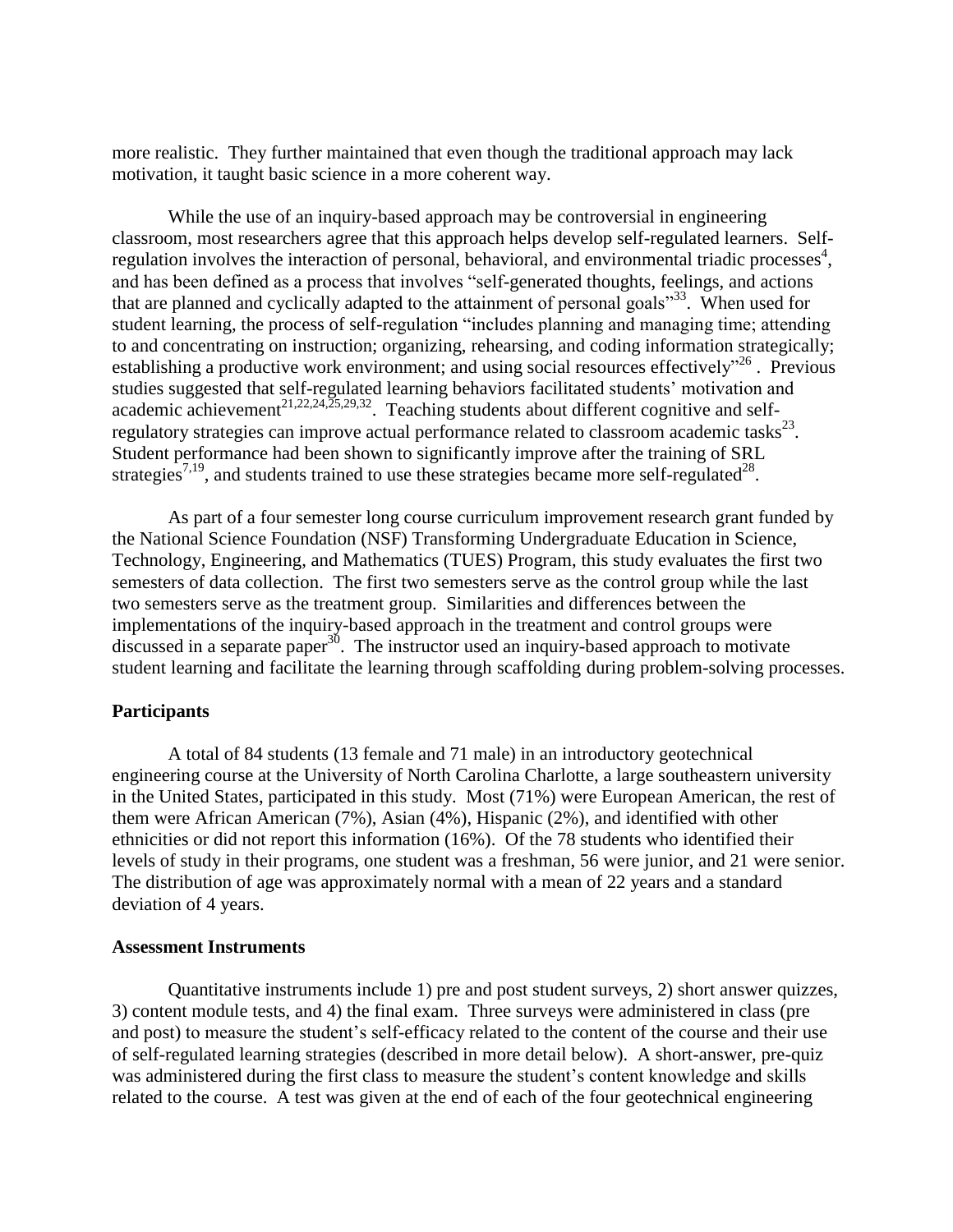more realistic. They further maintained that even though the traditional approach may lack motivation, it taught basic science in a more coherent way.

While the use of an inquiry-based approach may be controversial in engineering classroom, most researchers agree that this approach helps develop self-regulated learners. Self-regulation involves the interaction of personal, behavioral, and environmental triadic processes[4], and has been defined as a process that involves "self-generated thoughts, feelings, and actions that are planned and cyclically adapted to the attainment of personal goals"[33]. When used for student learning, the process of self-regulation "includes planning and managing time; attending to and concentrating on instruction; organizing, rehearsing, and coding information strategically; establishing a productive work environment; and using social resources effectively"[26]. Previous studies suggested that self-regulated learning behaviors facilitated students' motivation and academic achievement[21,22,24,25,29,32]. Teaching students about different cognitive and self-regulatory strategies can improve actual performance related to classroom academic tasks[23]. Student performance had been shown to significantly improve after the training of SRL strategies[7,19], and students trained to use these strategies became more self-regulated[28].

As part of a four semester long course curriculum improvement research grant funded by the National Science Foundation (NSF) Transforming Undergraduate Education in Science, Technology, Engineering, and Mathematics (TUES) Program, this study evaluates the first two semesters of data collection. The first two semesters serve as the control group while the last two semesters serve as the treatment group. Similarities and differences between the implementations of the inquiry-based approach in the treatment and control groups were discussed in a separate paper[30]. The instructor used an inquiry-based approach to motivate student learning and facilitate the learning through scaffolding during problem-solving processes.

**Participants**

A total of 84 students (13 female and 71 male) in an introductory geotechnical engineering course at the University of North Carolina Charlotte, a large southeastern university in the United States, participated in this study. Most (71%) were European American, the rest of them were African American (7%), Asian (4%), Hispanic (2%), and identified with other ethnicities or did not report this information (16%). Of the 78 students who identified their levels of study in their programs, one student was a freshman, 56 were junior, and 21 were senior. The distribution of age was approximately normal with a mean of 22 years and a standard deviation of 4 years.

**Assessment Instruments**

Quantitative instruments include 1) pre and post student surveys, 2) short answer quizzes, 3) content module tests, and 4) the final exam. Three surveys were administered in class (pre and post) to measure the student's self-efficacy related to the content of the course and their use of self-regulated learning strategies (described in more detail below). A short-answer, pre-quiz was administered during the first class to measure the student's content knowledge and skills related to the course. A test was given at the end of each of the four geotechnical engineering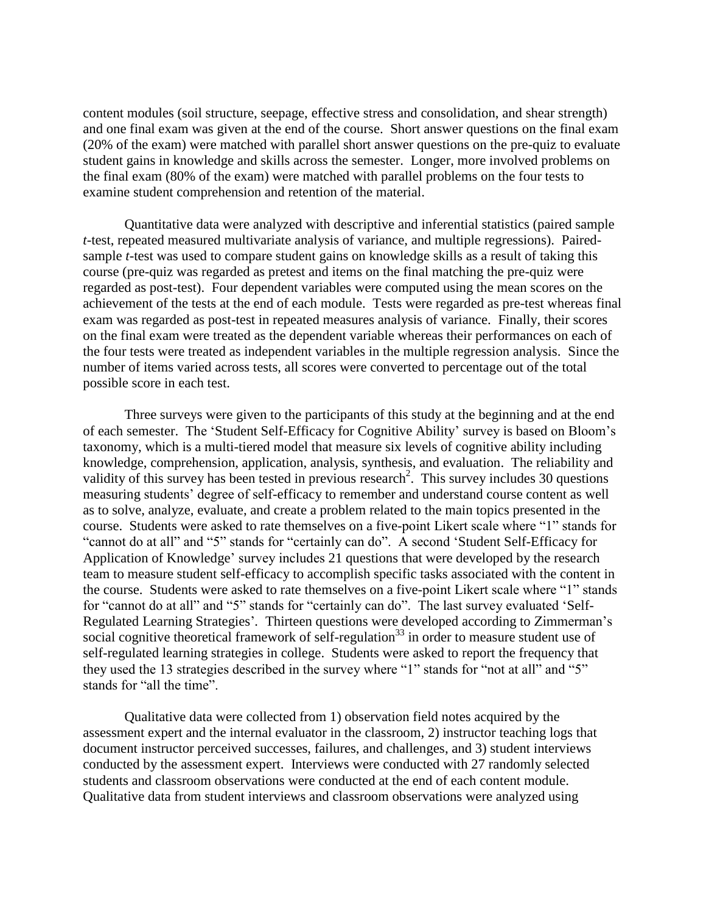content modules (soil structure, seepage, effective stress and consolidation, and shear strength) and one final exam was given at the end of the course. Short answer questions on the final exam (20% of the exam) were matched with parallel short answer questions on the pre-quiz to evaluate student gains in knowledge and skills across the semester. Longer, more involved problems on the final exam (80% of the exam) were matched with parallel problems on the four tests to examine student comprehension and retention of the material.

Quantitative data were analyzed with descriptive and inferential statistics (paired sample *t*-test, repeated measured multivariate analysis of variance, and multiple regressions). Paired-sample *t*-test was used to compare student gains on knowledge skills as a result of taking this course (pre-quiz was regarded as pretest and items on the final matching the pre-quiz were regarded as post-test). Four dependent variables were computed using the mean scores on the achievement of the tests at the end of each module. Tests were regarded as pre-test whereas final exam was regarded as post-test in repeated measures analysis of variance. Finally, their scores on the final exam were treated as the dependent variable whereas their performances on each of the four tests were treated as independent variables in the multiple regression analysis. Since the number of items varied across tests, all scores were converted to percentage out of the total possible score in each test.

Three surveys were given to the participants of this study at the beginning and at the end of each semester. The 'Student Self-Efficacy for Cognitive Ability' survey is based on Bloom's taxonomy, which is a multi-tiered model that measure six levels of cognitive ability including knowledge, comprehension, application, analysis, synthesis, and evaluation. The reliability and validity of this survey has been tested in previous research[2]. This survey includes 30 questions measuring students' degree of self-efficacy to remember and understand course content as well as to solve, analyze, evaluate, and create a problem related to the main topics presented in the course. Students were asked to rate themselves on a five-point Likert scale where "1" stands for "cannot do at all" and "5" stands for "certainly can do". A second 'Student Self-Efficacy for Application of Knowledge' survey includes 21 questions that were developed by the research team to measure student self-efficacy to accomplish specific tasks associated with the content in the course. Students were asked to rate themselves on a five-point Likert scale where "1" stands for "cannot do at all" and "5" stands for "certainly can do". The last survey evaluated 'Self-Regulated Learning Strategies'. Thirteen questions were developed according to Zimmerman's social cognitive theoretical framework of self-regulation[33] in order to measure student use of self-regulated learning strategies in college. Students were asked to report the frequency that they used the 13 strategies described in the survey where "1" stands for "not at all" and "5" stands for "all the time".

Qualitative data were collected from 1) observation field notes acquired by the assessment expert and the internal evaluator in the classroom, 2) instructor teaching logs that document instructor perceived successes, failures, and challenges, and 3) student interviews conducted by the assessment expert. Interviews were conducted with 27 randomly selected students and classroom observations were conducted at the end of each content module. Qualitative data from student interviews and classroom observations were analyzed using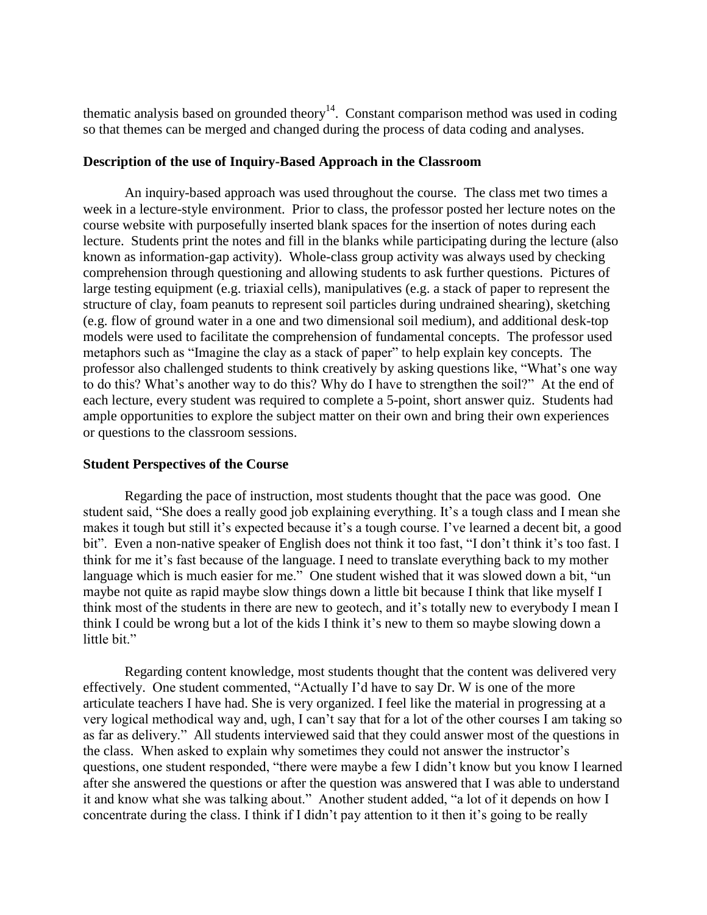thematic analysis based on grounded theory[14]. Constant comparison method was used in coding so that themes can be merged and changed during the process of data coding and analyses.

**Description of the use of Inquiry-Based Approach in the Classroom**

An inquiry-based approach was used throughout the course. The class met two times a week in a lecture-style environment. Prior to class, the professor posted her lecture notes on the course website with purposefully inserted blank spaces for the insertion of notes during each lecture. Students print the notes and fill in the blanks while participating during the lecture (also known as information-gap activity). Whole-class group activity was always used by checking comprehension through questioning and allowing students to ask further questions. Pictures of large testing equipment (e.g. triaxial cells), manipulatives (e.g. a stack of paper to represent the structure of clay, foam peanuts to represent soil particles during undrained shearing), sketching (e.g. flow of ground water in a one and two dimensional soil medium), and additional desk-top models were used to facilitate the comprehension of fundamental concepts. The professor used metaphors such as "Imagine the clay as a stack of paper" to help explain key concepts. The professor also challenged students to think creatively by asking questions like, "What's one way to do this? What's another way to do this? Why do I have to strengthen the soil?" At the end of each lecture, every student was required to complete a 5-point, short answer quiz. Students had ample opportunities to explore the subject matter on their own and bring their own experiences or questions to the classroom sessions.

**Student Perspectives of the Course**

Regarding the pace of instruction, most students thought that the pace was good. One student said, "She does a really good job explaining everything. It's a tough class and I mean she makes it tough but still it's expected because it's a tough course. I've learned a decent bit, a good bit". Even a non-native speaker of English does not think it too fast, "I don't think it's too fast. I think for me it's fast because of the language. I need to translate everything back to my mother language which is much easier for me." One student wished that it was slowed down a bit, "un maybe not quite as rapid maybe slow things down a little bit because I think that like myself I think most of the students in there are new to geotech, and it's totally new to everybody I mean I think I could be wrong but a lot of the kids I think it's new to them so maybe slowing down a little bit."

Regarding content knowledge, most students thought that the content was delivered very effectively. One student commented, "Actually I'd have to say Dr. W is one of the more articulate teachers I have had. She is very organized. I feel like the material in progressing at a very logical methodical way and, ugh, I can't say that for a lot of the other courses I am taking so as far as delivery." All students interviewed said that they could answer most of the questions in the class. When asked to explain why sometimes they could not answer the instructor's questions, one student responded, "there were maybe a few I didn't know but you know I learned after she answered the questions or after the question was answered that I was able to understand it and know what she was talking about." Another student added, "a lot of it depends on how I concentrate during the class. I think if I didn't pay attention to it then it's going to be really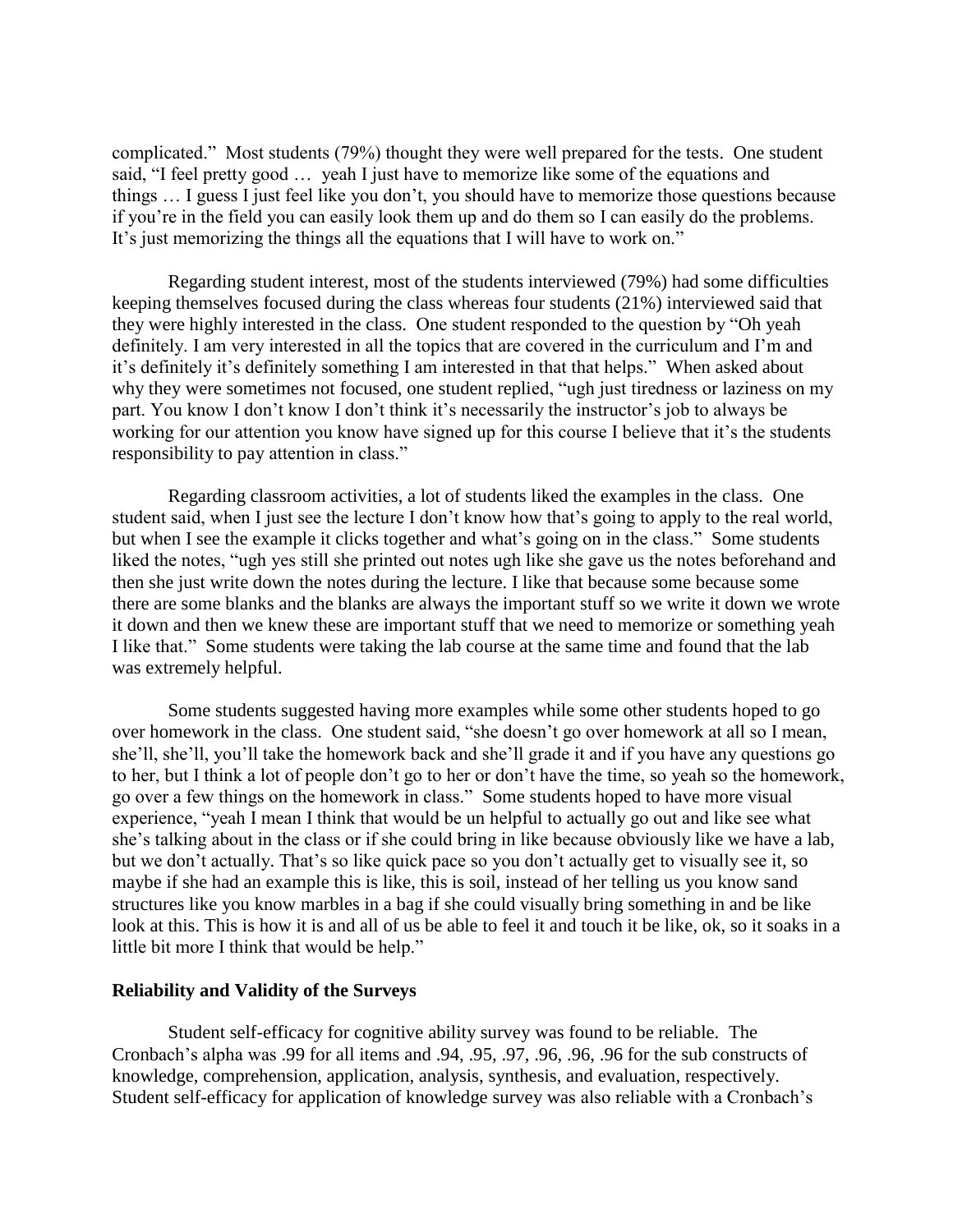complicated." Most students (79%) thought they were well prepared for the tests. One student said, "I feel pretty good … yeah I just have to memorize like some of the equations and things … I guess I just feel like you don't, you should have to memorize those questions because if you're in the field you can easily look them up and do them so I can easily do the problems. It's just memorizing the things all the equations that I will have to work on."

Regarding student interest, most of the students interviewed (79%) had some difficulties keeping themselves focused during the class whereas four students (21%) interviewed said that they were highly interested in the class. One student responded to the question by "Oh yeah definitely. I am very interested in all the topics that are covered in the curriculum and I'm and it's definitely it's definitely something I am interested in that that helps." When asked about why they were sometimes not focused, one student replied, "ugh just tiredness or laziness on my part. You know I don't know I don't think it's necessarily the instructor's job to always be working for our attention you know have signed up for this course I believe that it's the students responsibility to pay attention in class."

Regarding classroom activities, a lot of students liked the examples in the class. One student said, when I just see the lecture I don't know how that's going to apply to the real world, but when I see the example it clicks together and what's going on in the class." Some students liked the notes, "ugh yes still she printed out notes ugh like she gave us the notes beforehand and then she just write down the notes during the lecture. I like that because some because some there are some blanks and the blanks are always the important stuff so we write it down we wrote it down and then we knew these are important stuff that we need to memorize or something yeah I like that." Some students were taking the lab course at the same time and found that the lab was extremely helpful.

Some students suggested having more examples while some other students hoped to go over homework in the class. One student said, "she doesn't go over homework at all so I mean, she'll, she'll, you'll take the homework back and she'll grade it and if you have any questions go to her, but I think a lot of people don't go to her or don't have the time, so yeah so the homework, go over a few things on the homework in class." Some students hoped to have more visual experience, "yeah I mean I think that would be un helpful to actually go out and like see what she's talking about in the class or if she could bring in like because obviously like we have a lab, but we don't actually. That's so like quick pace so you don't actually get to visually see it, so maybe if she had an example this is like, this is soil, instead of her telling us you know sand structures like you know marbles in a bag if she could visually bring something in and be like look at this. This is how it is and all of us be able to feel it and touch it be like, ok, so it soaks in a little bit more I think that would be help."

**Reliability and Validity of the Surveys**

Student self-efficacy for cognitive ability survey was found to be reliable. The Cronbach's alpha was .99 for all items and .94, .95, .97, .96, .96, .96 for the sub constructs of knowledge, comprehension, application, analysis, synthesis, and evaluation, respectively. Student self-efficacy for application of knowledge survey was also reliable with a Cronbach's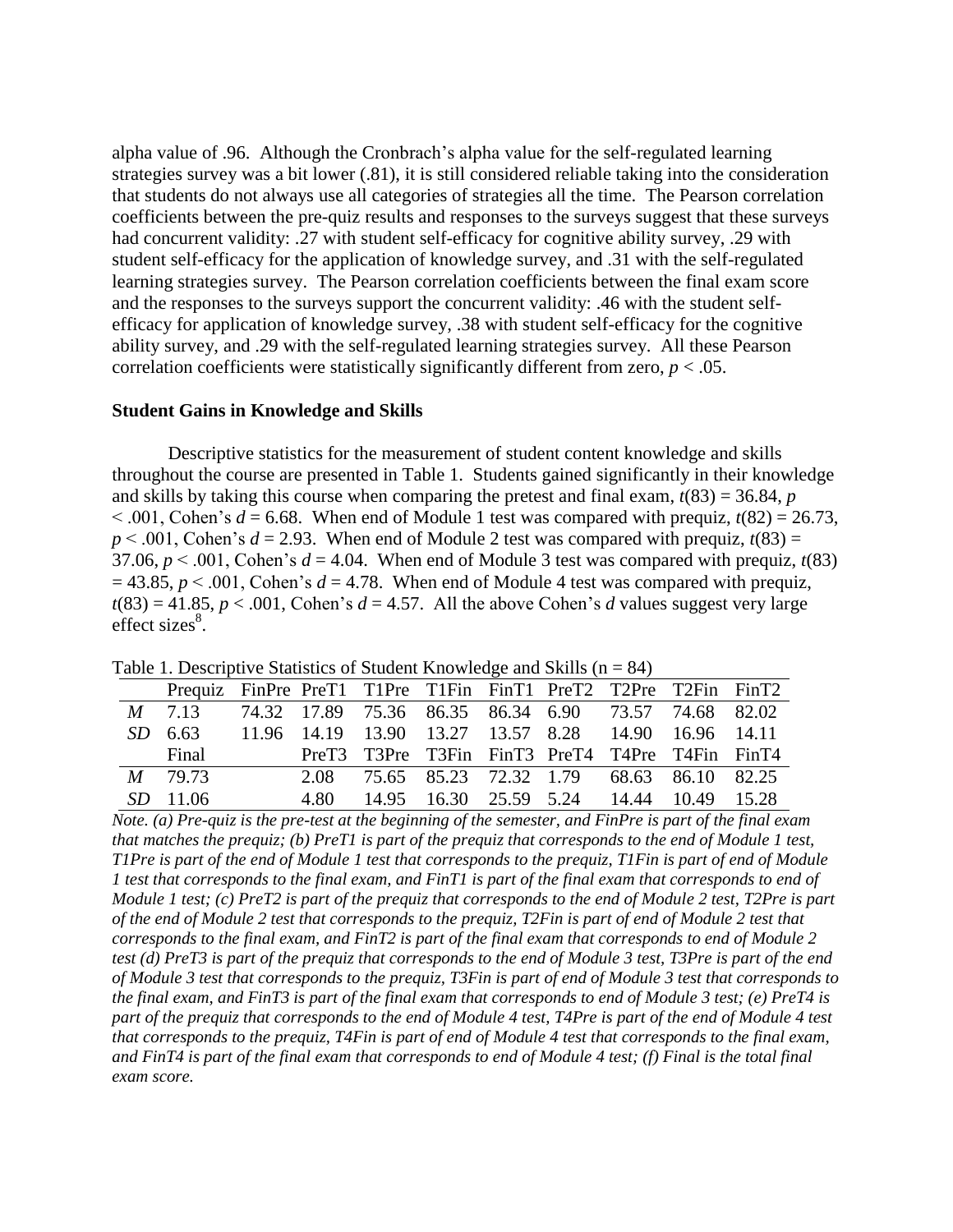alpha value of .96. Although the Cronbrach's alpha value for the self-regulated learning strategies survey was a bit lower (.81), it is still considered reliable taking into the consideration that students do not always use all categories of strategies all the time. The Pearson correlation coefficients between the pre-quiz results and responses to the surveys suggest that these surveys had concurrent validity: .27 with student self-efficacy for cognitive ability survey, .29 with student self-efficacy for the application of knowledge survey, and .31 with the self-regulated learning strategies survey. The Pearson correlation coefficients between the final exam score and the responses to the surveys support the concurrent validity: .46 with the student self-efficacy for application of knowledge survey, .38 with student self-efficacy for the cognitive ability survey, and .29 with the self-regulated learning strategies survey. All these Pearson correlation coefficients were statistically significantly different from zero, $p < .05$.

**Student Gains in Knowledge and Skills**

Descriptive statistics for the measurement of student content knowledge and skills throughout the course are presented in Table 1. Students gained significantly in their knowledge and skills by taking this course when comparing the pretest and final exam, $t(83) = 36.84$, $p < .001$, Cohen's $d = 6.68$. When end of Module 1 test was compared with prequiz, $t(82) = 26.73$, $p < .001$, Cohen's $d = 2.93$. When end of Module 2 test was compared with prequiz, $t(83) = 37.06$, $p < .001$, Cohen's $d = 4.04$. When end of Module 3 test was compared with prequiz, $t(83) = 43.85$, $p < .001$, Cohen's $d = 4.78$. When end of Module 4 test was compared with prequiz, $t(83) = 41.85$, $p < .001$, Cohen's $d = 4.57$. All the above Cohen's $d$ values suggest very large effect sizes[8].

Table 1. Descriptive Statistics of Student Knowledge and Skills (n = 84)

| | Prequiz | FinPre | PreT1 | T1Pre | T1Fin | FinT1 | PreT2 | T2Pre | T2Fin | FinT2 |
|---|---|---|---|---|---|---|---|---|---|---|
| *M* | 7.13 | 74.32 | 17.89 | 75.36 | 86.35 | 86.34 | 6.90 | 73.57 | 74.68 | 82.02 |
| *SD* | 6.63 | 11.96 | 14.19 | 13.90 | 13.27 | 13.57 | 8.28 | 14.90 | 16.96 | 14.11 |
| | Final | | PreT3 | T3Pre | T3Fin | FinT3 | PreT4 | T4Pre | T4Fin | FinT4 |
| *M* | 79.73 | | 2.08 | 75.65 | 85.23 | 72.32 | 1.79 | 68.63 | 86.10 | 82.25 |
| *SD* | 11.06 | | 4.80 | 14.95 | 16.30 | 25.59 | 5.24 | 14.44 | 10.49 | 15.28 |

*Note. (a) Pre-quiz is the pre-test at the beginning of the semester, and FinPre is part of the final exam that matches the prequiz; (b) PreT1 is part of the prequiz that corresponds to the end of Module 1 test, T1Pre is part of the end of Module 1 test that corresponds to the prequiz, T1Fin is part of end of Module 1 test that corresponds to the final exam, and FinT1 is part of the final exam that corresponds to end of Module 1 test; (c) PreT2 is part of the prequiz that corresponds to the end of Module 2 test, T2Pre is part of the end of Module 2 test that corresponds to the prequiz, T2Fin is part of end of Module 2 test that corresponds to the final exam, and FinT2 is part of the final exam that corresponds to end of Module 2 test (d) PreT3 is part of the prequiz that corresponds to the end of Module 3 test, T3Pre is part of the end of Module 3 test that corresponds to the prequiz, T3Fin is part of end of Module 3 test that corresponds to the final exam, and FinT3 is part of the final exam that corresponds to end of Module 3 test; (e) PreT4 is part of the prequiz that corresponds to the end of Module 4 test, T4Pre is part of the end of Module 4 test that corresponds to the prequiz, T4Fin is part of end of Module 4 test that corresponds to the final exam, and FinT4 is part of the final exam that corresponds to end of Module 4 test; (f) Final is the total final exam score.*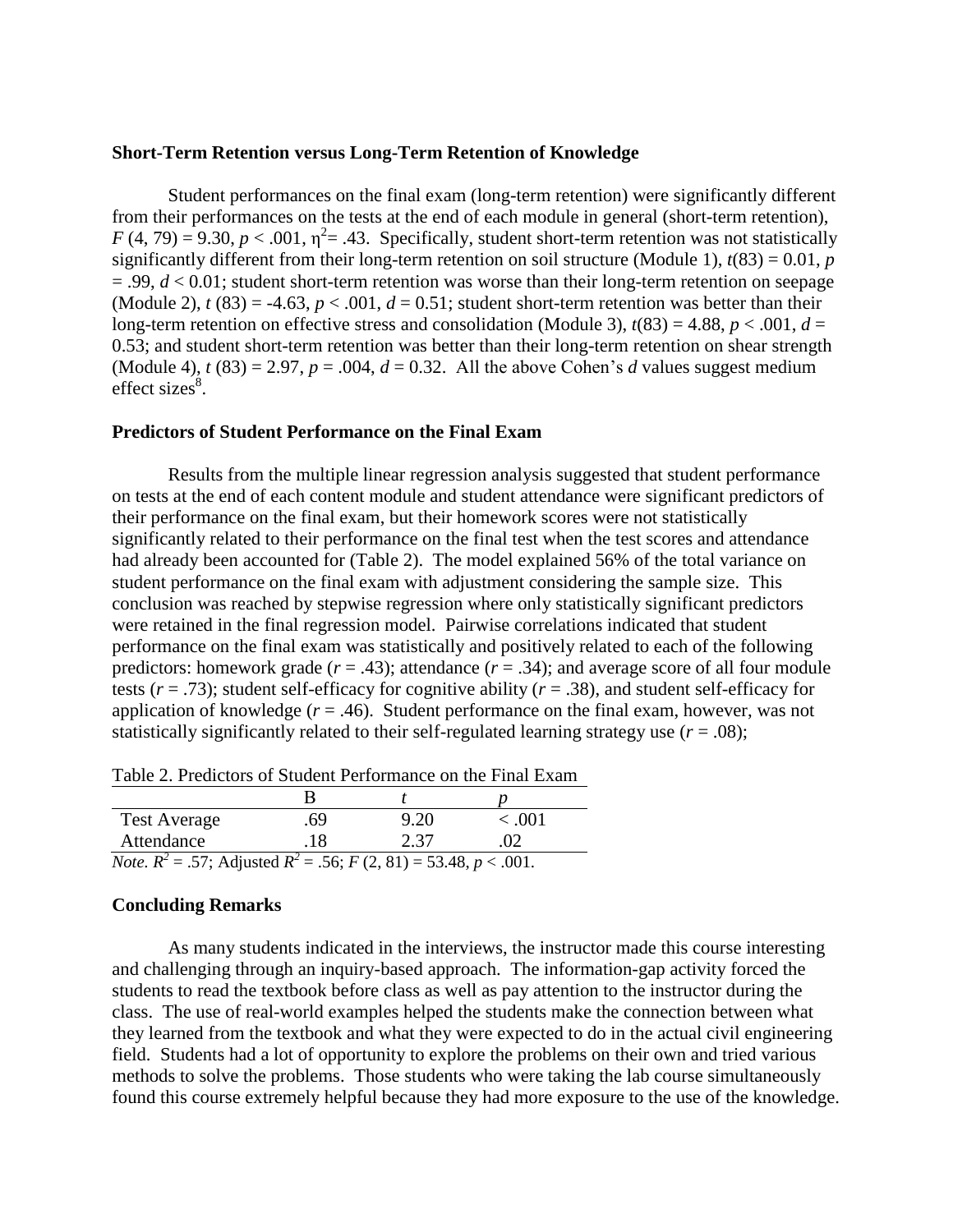### Short-Term Retention versus Long-Term Retention of Knowledge

Student performances on the final exam (long-term retention) were significantly different from their performances on the tests at the end of each module in general (short-term retention), $F(4, 79) = 9.30$, $p < .001$, $\eta^2 = .43$. Specifically, student short-term retention was not statistically significantly different from their long-term retention on soil structure (Module 1), $t(83) = 0.01$, $p = .99$, $d < 0.01$; student short-term retention was worse than their long-term retention on seepage (Module 2), $t(83) = -4.63$, $p < .001$, $d = 0.51$; student short-term retention was better than their long-term retention on effective stress and consolidation (Module 3), $t(83) = 4.88$, $p < .001$, $d = 0.53$; and student short-term retention was better than their long-term retention on shear strength (Module 4), $t(83) = 2.97$, $p = .004$, $d = 0.32$. All the above Cohen's *d* values suggest medium effect sizes[8].

### Predictors of Student Performance on the Final Exam

Results from the multiple linear regression analysis suggested that student performance on tests at the end of each content module and student attendance were significant predictors of their performance on the final exam, but their homework scores were not statistically significantly related to their performance on the final test when the test scores and attendance had already been accounted for (Table 2). The model explained 56% of the total variance on student performance on the final exam with adjustment considering the sample size. This conclusion was reached by stepwise regression where only statistically significant predictors were retained in the final regression model. Pairwise correlations indicated that student performance on the final exam was statistically and positively related to each of the following predictors: homework grade ($r = .43$); attendance ($r = .34$); and average score of all four module tests ($r = .73$); student self-efficacy for cognitive ability ($r = .38$), and student self-efficacy for application of knowledge ($r = .46$). Student performance on the final exam, however, was not statistically significantly related to their self-regulated learning strategy use ($r = .08$);

Table 2. Predictors of Student Performance on the Final Exam

| | B | *t* | *p* |
|---|---|---|---|
| Test Average | .69 | 9.20 | < .001 |
| Attendance | .18 | 2.37 | .02 |

*Note.* $R^2 = .57$; Adjusted $R^2 = .56$; $F(2, 81) = 53.48$, $p < .001$.

### Concluding Remarks

As many students indicated in the interviews, the instructor made this course interesting and challenging through an inquiry-based approach. The information-gap activity forced the students to read the textbook before class as well as pay attention to the instructor during the class. The use of real-world examples helped the students make the connection between what they learned from the textbook and what they were expected to do in the actual civil engineering field. Students had a lot of opportunity to explore the problems on their own and tried various methods to solve the problems. Those students who were taking the lab course simultaneously found this course extremely helpful because they had more exposure to the use of the knowledge.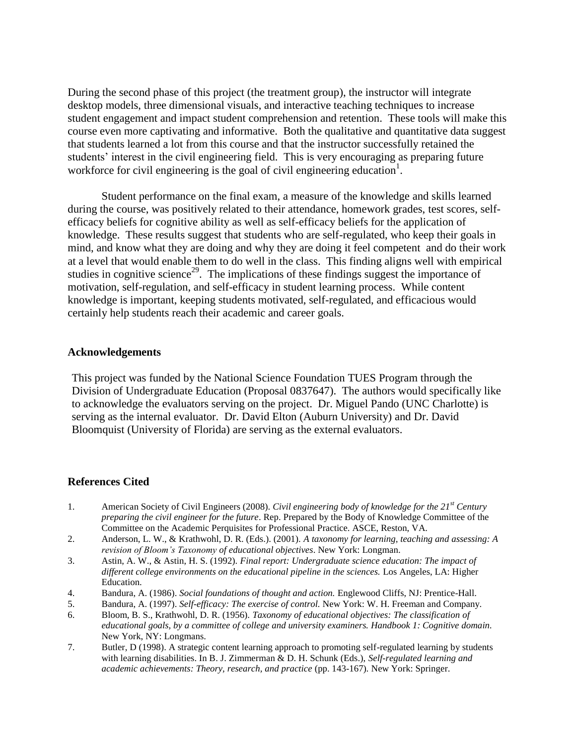During the second phase of this project (the treatment group), the instructor will integrate desktop models, three dimensional visuals, and interactive teaching techniques to increase student engagement and impact student comprehension and retention. These tools will make this course even more captivating and informative. Both the qualitative and quantitative data suggest that students learned a lot from this course and that the instructor successfully retained the students' interest in the civil engineering field. This is very encouraging as preparing future workforce for civil engineering is the goal of civil engineering education[1].

Student performance on the final exam, a measure of the knowledge and skills learned during the course, was positively related to their attendance, homework grades, test scores, self-efficacy beliefs for cognitive ability as well as self-efficacy beliefs for the application of knowledge. These results suggest that students who are self-regulated, who keep their goals in mind, and know what they are doing and why they are doing it feel competent and do their work at a level that would enable them to do well in the class. This finding aligns well with empirical studies in cognitive science[29]. The implications of these findings suggest the importance of motivation, self-regulation, and self-efficacy in student learning process. While content knowledge is important, keeping students motivated, self-regulated, and efficacious would certainly help students reach their academic and career goals.

## Acknowledgements

This project was funded by the National Science Foundation TUES Program through the Division of Undergraduate Education (Proposal 0837647). The authors would specifically like to acknowledge the evaluators serving on the project. Dr. Miguel Pando (UNC Charlotte) is serving as the internal evaluator. Dr. David Elton (Auburn University) and Dr. David Bloomquist (University of Florida) are serving as the external evaluators.

## References Cited

1. American Society of Civil Engineers (2008). *Civil engineering body of knowledge for the 21st Century preparing the civil engineer for the future*. Rep. Prepared by the Body of Knowledge Committee of the Committee on the Academic Perquisites for Professional Practice. ASCE, Reston, VA.
2. Anderson, L. W., & Krathwohl, D. R. (Eds.). (2001). *A taxonomy for learning, teaching and assessing: A revision of Bloom's Taxonomy of educational objectives*. New York: Longman.
3. Astin, A. W., & Astin, H. S. (1992). *Final report: Undergraduate science education: The impact of different college environments on the educational pipeline in the sciences.* Los Angeles, LA: Higher Education.
4. Bandura, A. (1986). *Social foundations of thought and action.* Englewood Cliffs, NJ: Prentice-Hall.
5. Bandura, A. (1997). *Self-efficacy: The exercise of control.* New York: W. H. Freeman and Company.
6. Bloom, B. S., Krathwohl, D. R. (1956). *Taxonomy of educational objectives: The classification of educational goals, by a committee of college and university examiners. Handbook 1: Cognitive domain.* New York, NY: Longmans.
7. Butler, D (1998). A strategic content learning approach to promoting self-regulated learning by students with learning disabilities. In B. J. Zimmerman & D. H. Schunk (Eds.), *Self-regulated learning and academic achievements: Theory, research, and practice* (pp. 143-167). New York: Springer.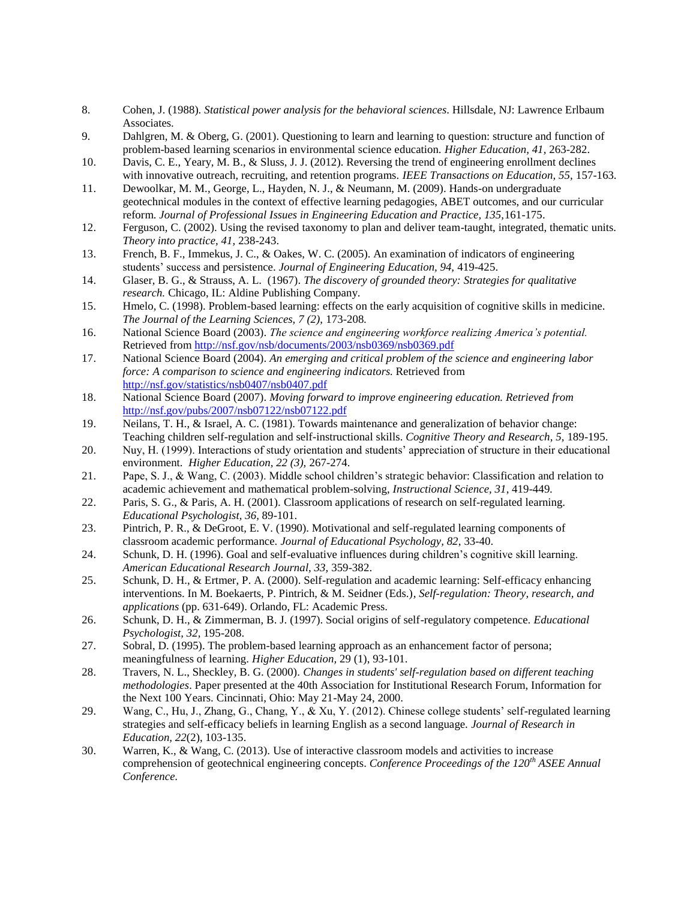8. Cohen, J. (1988). *Statistical power analysis for the behavioral sciences*. Hillsdale, NJ: Lawrence Erlbaum Associates.
9. Dahlgren, M. & Oberg, G. (2001). Questioning to learn and learning to question: structure and function of problem-based learning scenarios in environmental science education. *Higher Education, 41,* 263-282.
10. Davis, C. E., Yeary, M. B., & Sluss, J. J. (2012). Reversing the trend of engineering enrollment declines with innovative outreach, recruiting, and retention programs. *IEEE Transactions on Education, 55,* 157-163.
11. Dewoolkar, M. M., George, L., Hayden, N. J., & Neumann, M. (2009). Hands-on undergraduate geotechnical modules in the context of effective learning pedagogies, ABET outcomes, and our curricular reform. *Journal of Professional Issues in Engineering Education and Practice, 135,*161-175.
12. Ferguson, C. (2002). Using the revised taxonomy to plan and deliver team-taught, integrated, thematic units. *Theory into practice, 41*, 238-243.
13. French, B. F., Immekus, J. C., & Oakes, W. C. (2005). An examination of indicators of engineering students' success and persistence. *Journal of Engineering Education, 94,* 419-425.
14. Glaser, B. G., & Strauss, A. L. (1967). *The discovery of grounded theory: Strategies for qualitative research.* Chicago, IL: Aldine Publishing Company.
15. Hmelo, C. (1998). Problem-based learning: effects on the early acquisition of cognitive skills in medicine. *The Journal of the Learning Sciences, 7 (2),* 173-208*.*
16. National Science Board (2003). *The science and engineering workforce realizing America's potential.* Retrieved from http://nsf.gov/nsb/documents/2003/nsb0369/nsb0369.pdf
17. National Science Board (2004). *An emerging and critical problem of the science and engineering labor force: A comparison to science and engineering indicators.* Retrieved from http://nsf.gov/statistics/nsb0407/nsb0407.pdf
18. National Science Board (2007). *Moving forward to improve engineering education. Retrieved from* http://nsf.gov/pubs/2007/nsb07122/nsb07122.pdf
19. Neilans, T. H., & Israel, A. C. (1981). Towards maintenance and generalization of behavior change: Teaching children self-regulation and self-instructional skills. *Cognitive Theory and Research, 5,* 189-195.
20. Nuy, H. (1999). Interactions of study orientation and students' appreciation of structure in their educational environment. *Higher Education, 22 (3),* 267-274.
21. Pape, S. J., & Wang, C. (2003). Middle school children's strategic behavior: Classification and relation to academic achievement and mathematical problem-solving, *Instructional Science, 31*, 419-449*.*
22. Paris, S. G., & Paris, A. H. (2001). Classroom applications of research on self-regulated learning. *Educational Psychologist, 36,* 89-101.
23. Pintrich, P. R., & DeGroot, E. V. (1990). Motivational and self-regulated learning components of classroom academic performance. *Journal of Educational Psychology, 82,* 33-40.
24. Schunk, D. H. (1996). Goal and self-evaluative influences during children's cognitive skill learning. *American Educational Research Journal, 33,* 359-382.
25. Schunk, D. H., & Ertmer, P. A. (2000). Self-regulation and academic learning: Self-efficacy enhancing interventions. In M. Boekaerts, P. Pintrich, & M. Seidner (Eds.), *Self-regulation: Theory, research, and applications* (pp. 631-649). Orlando, FL: Academic Press.
26. Schunk, D. H., & Zimmerman, B. J. (1997). Social origins of self-regulatory competence. *Educational Psychologist, 32,* 195-208.
27. Sobral, D. (1995). The problem-based learning approach as an enhancement factor of persona; meaningfulness of learning. *Higher Education,* 29 (1), 93-101.
28. Travers, N. L., Sheckley, B. G. (2000). *Changes in students' self-regulation based on different teaching methodologies*. Paper presented at the 40th Association for Institutional Research Forum, Information for the Next 100 Years. Cincinnati, Ohio: May 21-May 24, 2000.
29. Wang, C., Hu, J., Zhang, G., Chang, Y., & Xu, Y. (2012). Chinese college students' self-regulated learning strategies and self-efficacy beliefs in learning English as a second language. *Journal of Research in Education, 22*(2), 103-135.
30. Warren, K., & Wang, C. (2013). Use of interactive classroom models and activities to increase comprehension of geotechnical engineering concepts. *Conference Proceedings of the 120th ASEE Annual Conference.*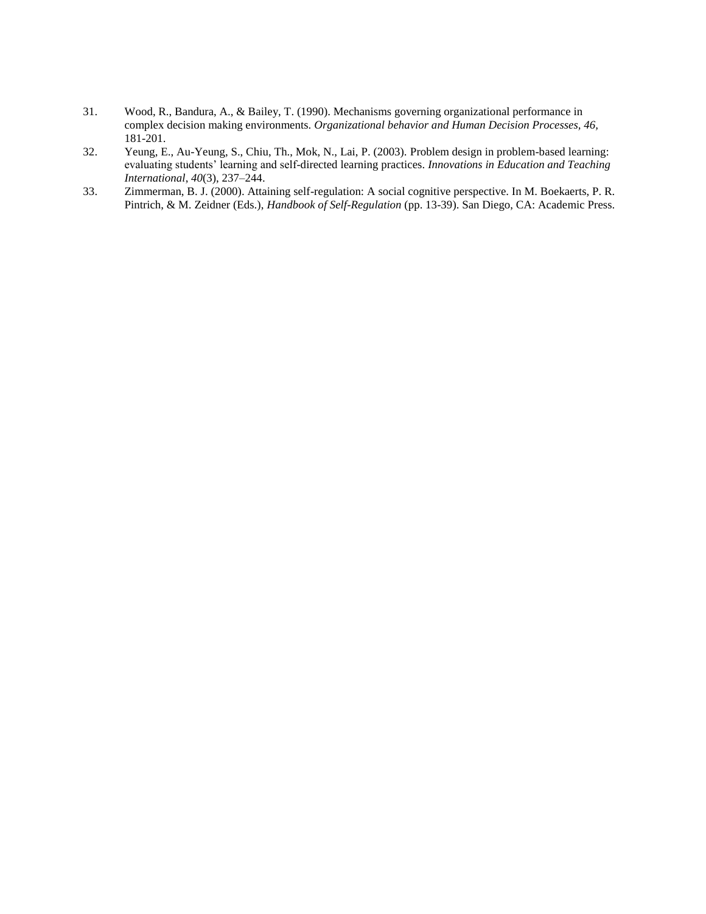31. Wood, R., Bandura, A., & Bailey, T. (1990). Mechanisms governing organizational performance in complex decision making environments. *Organizational behavior and Human Decision Processes, 46,* 181-201.
32. Yeung, E., Au-Yeung, S., Chiu, Th., Mok, N., Lai, P. (2003). Problem design in problem-based learning: evaluating students' learning and self-directed learning practices. *Innovations in Education and Teaching International*, *40*(3), 237–244.
33. Zimmerman, B. J. (2000). Attaining self-regulation: A social cognitive perspective. In M. Boekaerts, P. R. Pintrich, & M. Zeidner (Eds.), *Handbook of Self-Regulation* (pp. 13-39). San Diego, CA: Academic Press.